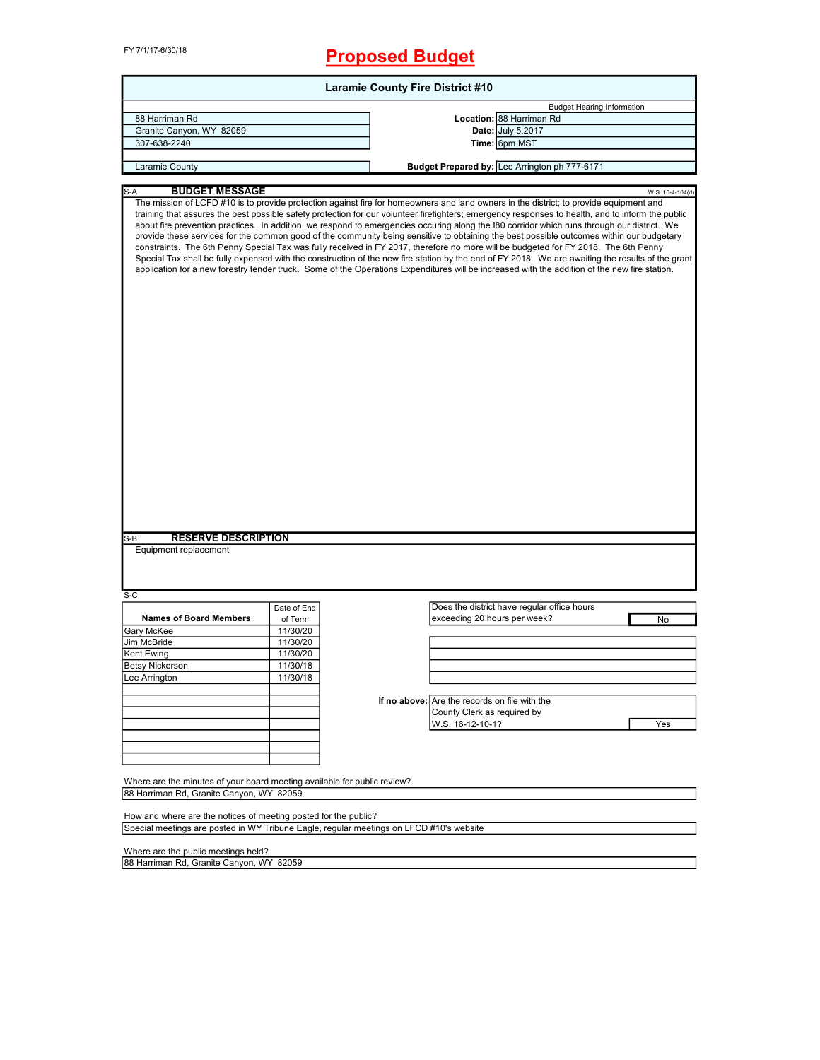FY 7/1/17-6/30/18

# Proposed Budget

## Laramie County Fire District #10

| | | |
|---|---|---|
| 88 Harriman Rd | | Budget Hearing Information |
| Granite Canyon, WY 82059 | **Location:** | 88 Harriman Rd |
| 307-638-2240 | **Date:** | July 5,2017 |
| | **Time:** | 6pm MST |
| Laramie County | **Budget Prepared by:** | Lee Arrington ph 777-6171 |

S-A **BUDGET MESSAGE** W.S. 16-4-104(d)

The mission of LCFD #10 is to provide protection against fire for homeowners and land owners in the district; to provide equipment and training that assures the best possible safety protection for our volunteer firefighters; emergency responses to health, and to inform the public about fire prevention practices. In addition, we respond to emergencies occuring along the I80 corridor which runs through our district. We provide these services for the common good of the community being sensitive to obtaining the best possible outcomes within our budgetary constraints. The 6th Penny Special Tax was fully received in FY 2017, therefore no more will be budgeted for FY 2018. The 6th Penny Special Tax shall be fully expensed with the construction of the new fire station by the end of FY 2018. We are awaiting the results of the grant application for a new forestry tender truck. Some of the Operations Expenditures will be increased with the addition of the new fire station.

S-B **RESERVE DESCRIPTION**

Equipment replacement

S-C

| Names of Board Members | Date of End of Term |
|---|---|
| Gary McKee | 11/30/20 |
| Jim McBride | 11/30/20 |
| Kent Ewing | 11/30/20 |
| Betsy Nickerson | 11/30/18 |
| Lee Arrington | 11/30/18 |

| | |
|---|---|
| Does the district have regular office hours exceeding 20 hours per week? | No |

| | |
|---|---|
| **If no above:** Are the records on file with the County Clerk as required by W.S. 16-12-10-1? | Yes |

Where are the minutes of your board meeting available for public review?

88 Harriman Rd, Granite Canyon, WY 82059

How and where are the notices of meeting posted for the public?

Special meetings are posted in WY Tribune Eagle, regular meetings on LFCD #10's website

Where are the public meetings held?

88 Harriman Rd, Granite Canyon, WY 82059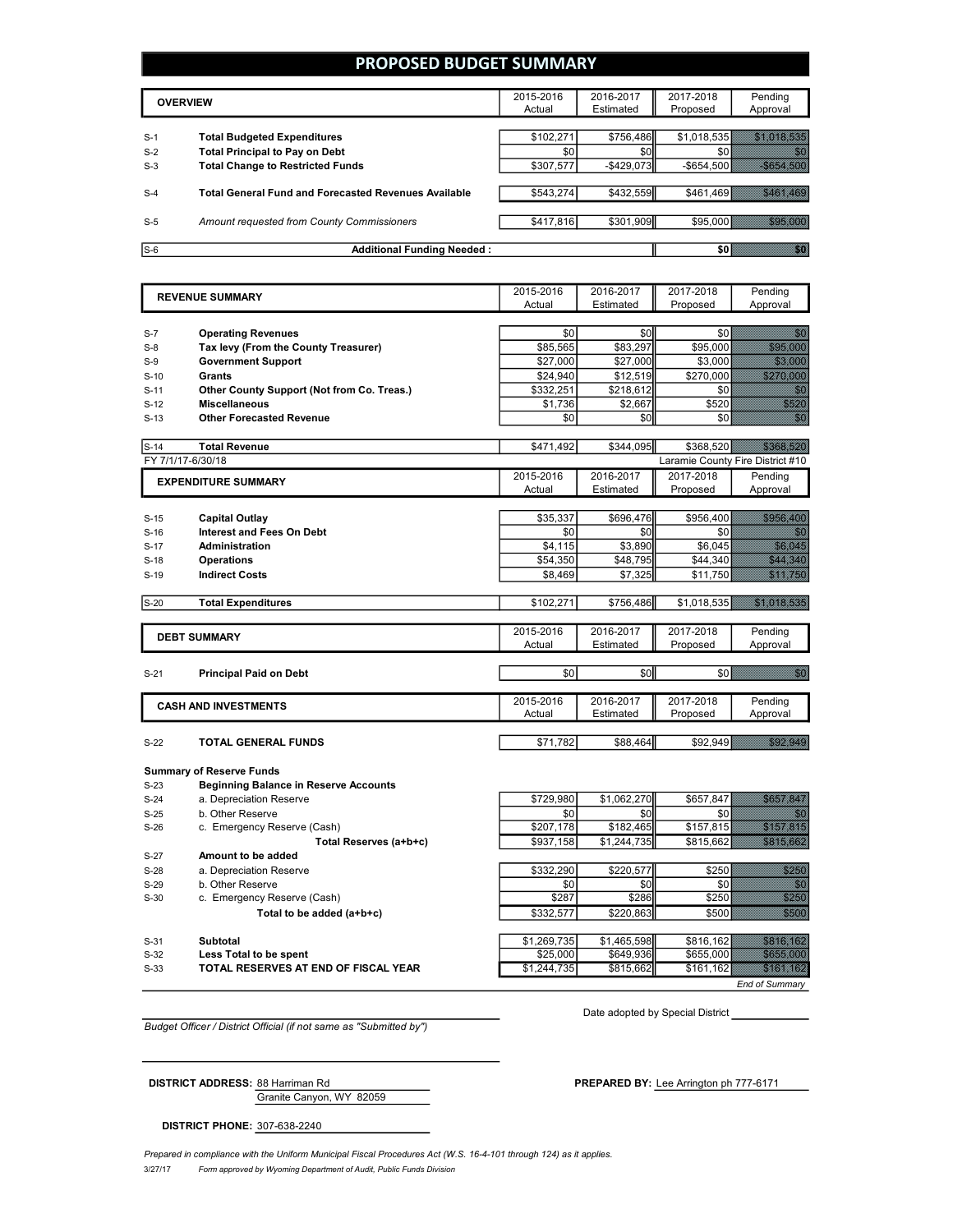# PROPOSED BUDGET SUMMARY

| | OVERVIEW | 2015-2016 Actual | 2016-2017 Estimated | 2017-2018 Proposed | Pending Approval |
|---|---|---|---|---|---|
| S-1 | **Total Budgeted Expenditures** | $102,271 | $756,486 | $1,018,535 | $1,018,535 |
| S-2 | **Total Principal to Pay on Debt** | $0 | $0 | $0 | $0 |
| S-3 | **Total Change to Restricted Funds** | $307,577 | -$429,073 | -$654,500 | -$654,500 |
| S-4 | **Total General Fund and Forecasted Revenues Available** | $543,274 | $432,559 | $461,469 | $461,469 |
| S-5 | *Amount requested from County Commissioners* | $417,816 | $301,909 | $95,000 | $95,000 |
| S-6 | **Additional Funding Needed :** | | | $0 | $0 |

| | REVENUE SUMMARY | 2015-2016 Actual | 2016-2017 Estimated | 2017-2018 Proposed | Pending Approval |
|---|---|---|---|---|---|
| S-7 | **Operating Revenues** | $0 | $0 | $0 | $0 |
| S-8 | **Tax levy (From the County Treasurer)** | $85,565 | $83,297 | $95,000 | $95,000 |
| S-9 | **Government Support** | $27,000 | $27,000 | $3,000 | $3,000 |
| S-10 | **Grants** | $24,940 | $12,519 | $270,000 | $270,000 |
| S-11 | **Other County Support (Not from Co. Treas.)** | $332,251 | $218,612 | $0 | $0 |
| S-12 | **Miscellaneous** | $1,736 | $2,667 | $520 | $520 |
| S-13 | **Other Forecasted Revenue** | $0 | $0 | $0 | $0 |
| S-14 | **Total Revenue** | $471,492 | $344,095 | $368,520 | $368,520 |

FY 7/1/17-6/30/18 — Laramie County Fire District #10

| | EXPENDITURE SUMMARY | 2015-2016 Actual | 2016-2017 Estimated | 2017-2018 Proposed | Pending Approval |
|---|---|---|---|---|---|
| S-15 | **Capital Outlay** | $35,337 | $696,476 | $956,400 | $956,400 |
| S-16 | **Interest and Fees On Debt** | $0 | $0 | $0 | $0 |
| S-17 | **Administration** | $4,115 | $3,890 | $6,045 | $6,045 |
| S-18 | **Operations** | $54,350 | $48,795 | $44,340 | $44,340 |
| S-19 | **Indirect Costs** | $8,469 | $7,325 | $11,750 | $11,750 |
| S-20 | **Total Expenditures** | $102,271 | $756,486 | $1,018,535 | $1,018,535 |

| | DEBT SUMMARY | 2015-2016 Actual | 2016-2017 Estimated | 2017-2018 Proposed | Pending Approval |
|---|---|---|---|---|---|
| S-21 | **Principal Paid on Debt** | $0 | $0 | $0 | $0 |

| | CASH AND INVESTMENTS | 2015-2016 Actual | 2016-2017 Estimated | 2017-2018 Proposed | Pending Approval |
|---|---|---|---|---|---|
| S-22 | **TOTAL GENERAL FUNDS** | $71,782 | $88,464 | $92,949 | $92,949 |
| | **Summary of Reserve Funds** | | | | |
| S-23 | **Beginning Balance in Reserve Accounts** | | | | |
| S-24 | a. Depreciation Reserve | $729,980 | $1,062,270 | $657,847 | $657,847 |
| S-25 | b. Other Reserve | $0 | $0 | $0 | $0 |
| S-26 | c. Emergency Reserve (Cash) | $207,178 | $182,465 | $157,815 | $157,815 |
| | **Total Reserves (a+b+c)** | $937,158 | $1,244,735 | $815,662 | $815,662 |
| S-27 | **Amount to be added** | | | | |
| S-28 | a. Depreciation Reserve | $332,290 | $220,577 | $250 | $250 |
| S-29 | b. Other Reserve | $0 | $0 | $0 | $0 |
| S-30 | c. Emergency Reserve (Cash) | $287 | $286 | $250 | $250 |
| | **Total to be added (a+b+c)** | $332,577 | $220,863 | $500 | $500 |
| S-31 | **Subtotal** | $1,269,735 | $1,465,598 | $816,162 | $816,162 |
| S-32 | **Less Total to be spent** | $25,000 | $649,936 | $655,000 | $655,000 |
| S-33 | **TOTAL RESERVES AT END OF FISCAL YEAR** | $1,244,735 | $815,662 | $161,162 | $161,162 |

*End of Summary*

*Budget Officer / District Official (if not same as "Submitted by")*

Date adopted by Special District

**DISTRICT ADDRESS:** 88 Harriman Rd
Granite Canyon, WY 82059

**PREPARED BY:** Lee Arrington ph 777-6171

**DISTRICT PHONE:** 307-638-2240

*Prepared in compliance with the Uniform Municipal Fiscal Procedures Act (W.S. 16-4-101 through 124) as it applies.*

3/27/17 *Form approved by Wyoming Department of Audit, Public Funds Division*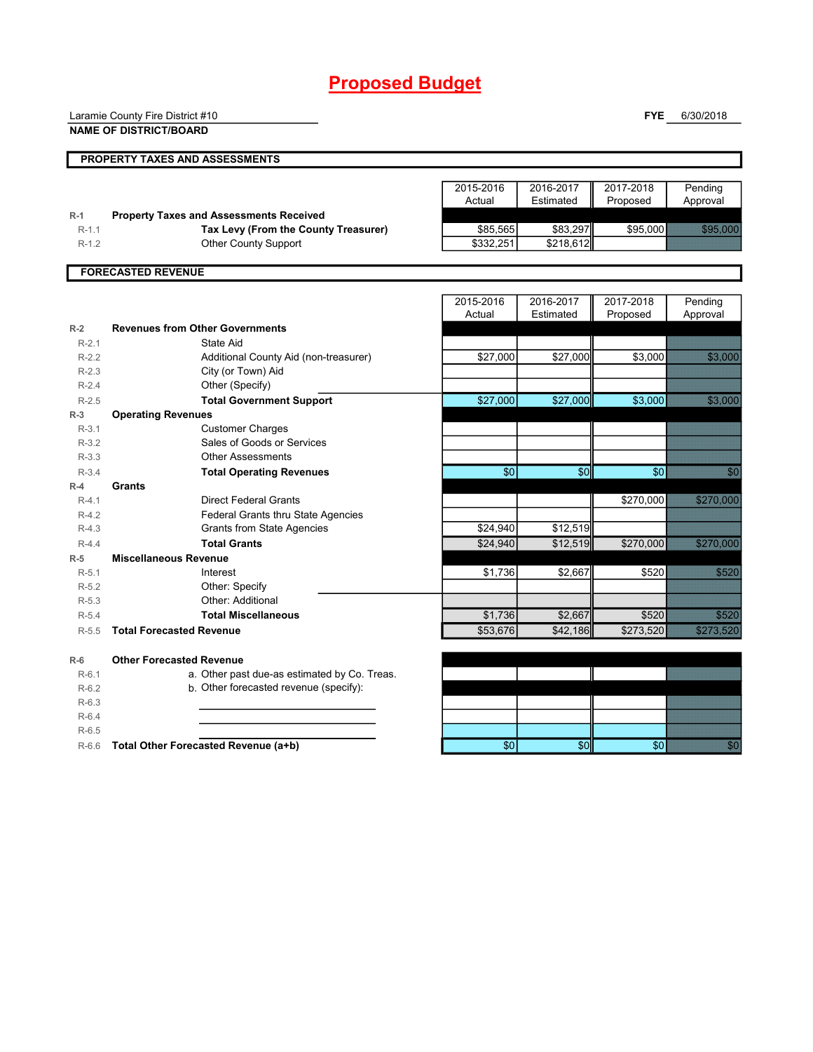# Proposed Budget

Laramie County Fire District #10
**NAME OF DISTRICT/BOARD**

**FYE** 6/30/2018

## PROPERTY TAXES AND ASSESSMENTS

| | | 2015-2016 Actual | 2016-2017 Estimated | 2017-2018 Proposed | Pending Approval |
|---|---|---|---|---|---|
| R-1 | **Property Taxes and Assessments Received** | | | | |
| R-1.1 | **Tax Levy (From the County Treasurer)** | $85,565 | $83,297 | $95,000 | $95,000 |
| R-1.2 | Other County Support | $332,251 | $218,612 | | |

## FORECASTED REVENUE

| | | 2015-2016 Actual | 2016-2017 Estimated | 2017-2018 Proposed | Pending Approval |
|---|---|---|---|---|---|
| R-2 | **Revenues from Other Governments** | | | | |
| R-2.1 | State Aid | | | | |
| R-2.2 | Additional County Aid (non-treasurer) | $27,000 | $27,000 | $3,000 | $3,000 |
| R-2.3 | City (or Town) Aid | | | | |
| R-2.4 | Other (Specify) | | | | |
| R-2.5 | **Total Government Support** | $27,000 | $27,000 | $3,000 | $3,000 |
| R-3 | **Operating Revenues** | | | | |
| R-3.1 | Customer Charges | | | | |
| R-3.2 | Sales of Goods or Services | | | | |
| R-3.3 | Other Assessments | | | | |
| R-3.4 | **Total Operating Revenues** | $0 | $0 | $0 | $0 |
| R-4 | **Grants** | | | | |
| R-4.1 | Direct Federal Grants | | | $270,000 | $270,000 |
| R-4.2 | Federal Grants thru State Agencies | | | | |
| R-4.3 | Grants from State Agencies | $24,940 | $12,519 | | |
| R-4.4 | **Total Grants** | $24,940 | $12,519 | $270,000 | $270,000 |
| R-5 | **Miscellaneous Revenue** | | | | |
| R-5.1 | Interest | $1,736 | $2,667 | $520 | $520 |
| R-5.2 | Other: Specify | | | | |
| R-5.3 | Other: Additional | | | | |
| R-5.4 | **Total Miscellaneous** | $1,736 | $2,667 | $520 | $520 |
| R-5.5 | **Total Forecasted Revenue** | $53,676 | $42,186 | $273,520 | $273,520 |
| R-6 | **Other Forecasted Revenue** | | | | |
| R-6.1 | a. Other past due-as estimated by Co. Treas. | | | | |
| R-6.2 | b. Other forecasted revenue (specify): | | | | |
| R-6.3 | | | | | |
| R-6.4 | | | | | |
| R-6.5 | | | | | |
| R-6.6 | **Total Other Forecasted Revenue (a+b)** | $0 | $0 | $0 | $0 |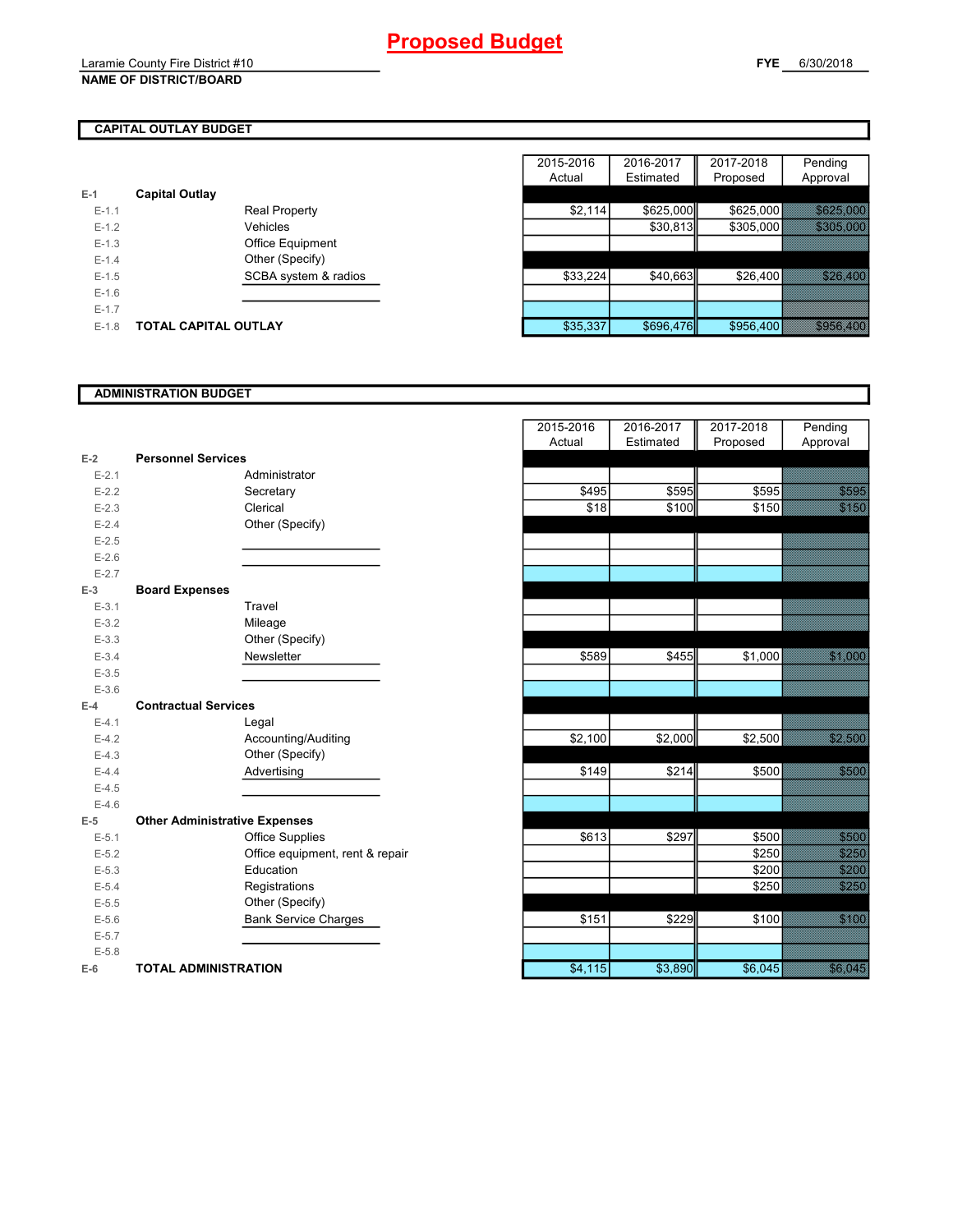# Proposed Budget

Laramie County Fire District #10

**NAME OF DISTRICT/BOARD**

**FYE** 6/30/2018

## CAPITAL OUTLAY BUDGET

| | | | 2015-2016 Actual | 2016-2017 Estimated | 2017-2018 Proposed | Pending Approval |
|---|---|---|---|---|---|---|
| E-1 | **Capital Outlay** | | | | | |
| E-1.1 | | Real Property | $2,114 | $625,000 | $625,000 | $625,000 |
| E-1.2 | | Vehicles | | $30,813 | $305,000 | $305,000 |
| E-1.3 | | Office Equipment | | | | |
| E-1.4 | | Other (Specify) | | | | |
| E-1.5 | | SCBA system & radios | $33,224 | $40,663 | $26,400 | $26,400 |
| E-1.6 | | | | | | |
| E-1.7 | | | | | | |
| E-1.8 | **TOTAL CAPITAL OUTLAY** | | $35,337 | $696,476 | $956,400 | $956,400 |

## ADMINISTRATION BUDGET

| | | | 2015-2016 Actual | 2016-2017 Estimated | 2017-2018 Proposed | Pending Approval |
|---|---|---|---|---|---|---|
| E-2 | **Personnel Services** | | | | | |
| E-2.1 | | Administrator | | | | |
| E-2.2 | | Secretary | $495 | $595 | $595 | $595 |
| E-2.3 | | Clerical | $18 | $100 | $150 | $150 |
| E-2.4 | | Other (Specify) | | | | |
| E-2.5 | | | | | | |
| E-2.6 | | | | | | |
| E-2.7 | | | | | | |
| E-3 | **Board Expenses** | | | | | |
| E-3.1 | | Travel | | | | |
| E-3.2 | | Mileage | | | | |
| E-3.3 | | Other (Specify) | | | | |
| E-3.4 | | Newsletter | $589 | $455 | $1,000 | $1,000 |
| E-3.5 | | | | | | |
| E-3.6 | | | | | | |
| E-4 | **Contractual Services** | | | | | |
| E-4.1 | | Legal | | | | |
| E-4.2 | | Accounting/Auditing | $2,100 | $2,000 | $2,500 | $2,500 |
| E-4.3 | | Other (Specify) | | | | |
| E-4.4 | | Advertising | $149 | $214 | $500 | $500 |
| E-4.5 | | | | | | |
| E-4.6 | | | | | | |
| E-5 | **Other Administrative Expenses** | | | | | |
| E-5.1 | | Office Supplies | $613 | $297 | $500 | $500 |
| E-5.2 | | Office equipment, rent & repair | | | $250 | $250 |
| E-5.3 | | Education | | | $200 | $200 |
| E-5.4 | | Registrations | | | $250 | $250 |
| E-5.5 | | Other (Specify) | | | | |
| E-5.6 | | Bank Service Charges | $151 | $229 | $100 | $100 |
| E-5.7 | | | | | | |
| E-5.8 | | | | | | |
| E-6 | **TOTAL ADMINISTRATION** | | $4,115 | $3,890 | $6,045 | $6,045 |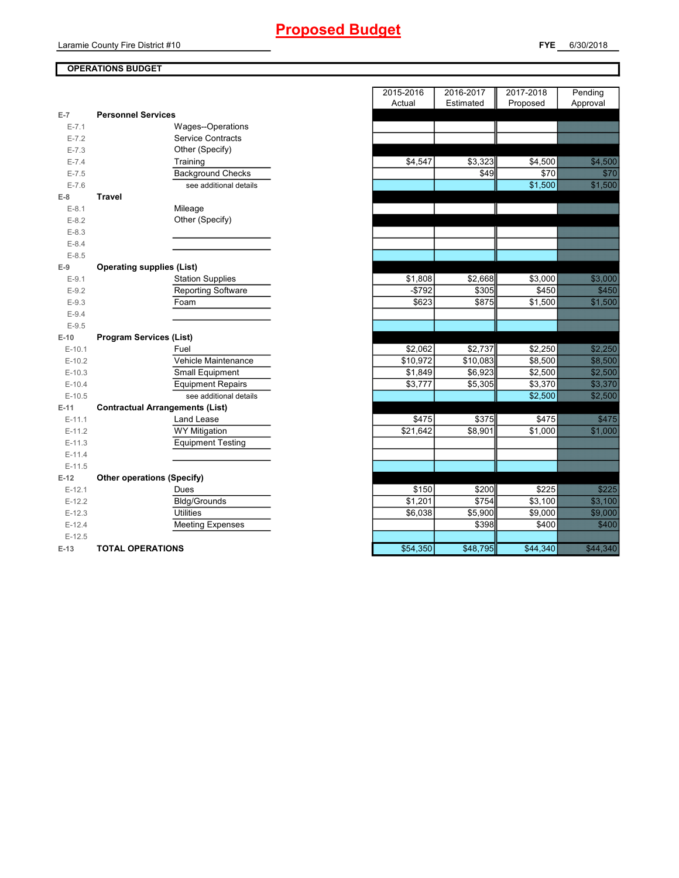# Proposed Budget

Laramie County Fire District #10

**FYE** 6/30/2018

## OPERATIONS BUDGET

| | | | 2015-2016 Actual | 2016-2017 Estimated | 2017-2018 Proposed | Pending Approval |
|---|---|---|---|---|---|---|
| E-7 | **Personnel Services** | | | | | |
| E-7.1 | | Wages--Operations | | | | |
| E-7.2 | | Service Contracts | | | | |
| E-7.3 | | Other (Specify) | | | | |
| E-7.4 | | Training | $4,547 | $3,323 | $4,500 | $4,500 |
| E-7.5 | | Background Checks | | $49 | $70 | $70 |
| E-7.6 | | see additional details | | | $1,500 | $1,500 |
| E-8 | **Travel** | | | | | |
| E-8.1 | | Mileage | | | | |
| E-8.2 | | Other (Specify) | | | | |
| E-8.3 | | | | | | |
| E-8.4 | | | | | | |
| E-8.5 | | | | | | |
| E-9 | **Operating supplies (List)** | | | | | |
| E-9.1 | | Station Supplies | $1,808 | $2,668 | $3,000 | $3,000 |
| E-9.2 | | Reporting Software | -$792 | $305 | $450 | $450 |
| E-9.3 | | Foam | $623 | $875 | $1,500 | $1,500 |
| E-9.4 | | | | | | |
| E-9.5 | | | | | | |
| E-10 | **Program Services (List)** | | | | | |
| E-10.1 | | Fuel | $2,062 | $2,737 | $2,250 | $2,250 |
| E-10.2 | | Vehicle Maintenance | $10,972 | $10,083 | $8,500 | $8,500 |
| E-10.3 | | Small Equipment | $1,849 | $6,923 | $2,500 | $2,500 |
| E-10.4 | | Equipment Repairs | $3,777 | $5,305 | $3,370 | $3,370 |
| E-10.5 | | see additional details | | | $2,500 | $2,500 |
| E-11 | **Contractual Arrangements (List)** | | | | | |
| E-11.1 | | Land Lease | $475 | $375 | $475 | $475 |
| E-11.2 | | WY Mitigation | $21,642 | $8,901 | $1,000 | $1,000 |
| E-11.3 | | Equipment Testing | | | | |
| E-11.4 | | | | | | |
| E-11.5 | | | | | | |
| E-12 | **Other operations (Specify)** | | | | | |
| E-12.1 | | Dues | $150 | $200 | $225 | $225 |
| E-12.2 | | Bldg/Grounds | $1,201 | $754 | $3,100 | $3,100 |
| E-12.3 | | Utilities | $6,038 | $5,900 | $9,000 | $9,000 |
| E-12.4 | | Meeting Expenses | | $398 | $400 | $400 |
| E-12.5 | | | | | | |
| E-13 | **TOTAL OPERATIONS** | | $54,350 | $48,795 | $44,340 | $44,340 |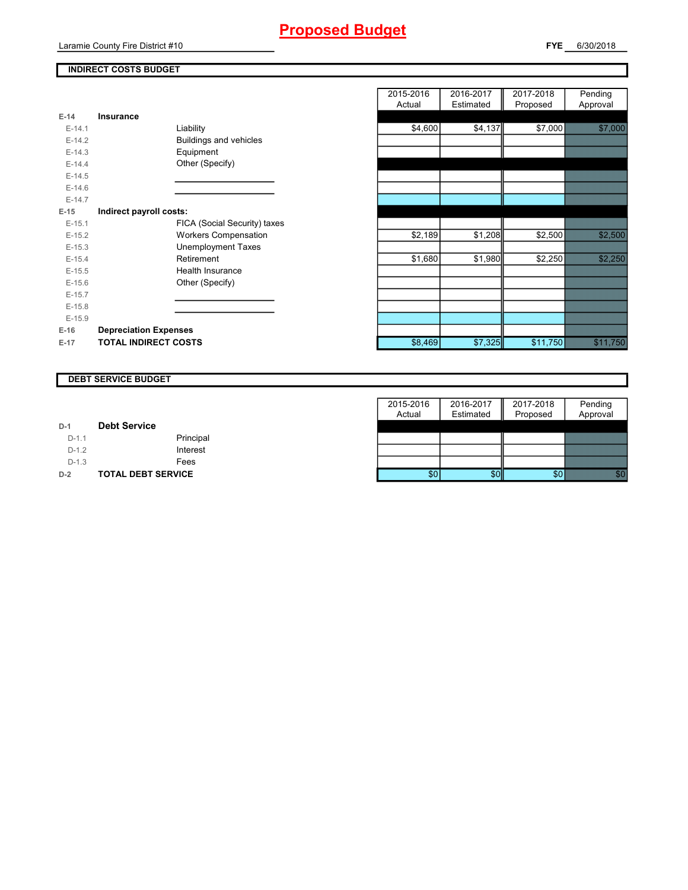# Proposed Budget

Laramie County Fire District #10

**FYE** 6/30/2018

## INDIRECT COSTS BUDGET

| | | | 2015-2016 Actual | 2016-2017 Estimated | 2017-2018 Proposed | Pending Approval |
|---|---|---|---|---|---|---|
| **E-14** | **Insurance** | | | | | |
| E-14.1 | | Liability | $4,600 | $4,137 | $7,000 | $7,000 |
| E-14.2 | | Buildings and vehicles | | | | |
| E-14.3 | | Equipment | | | | |
| E-14.4 | | Other (Specify) | | | | |
| E-14.5 | | | | | | |
| E-14.6 | | | | | | |
| E-14.7 | | | | | | |
| **E-15** | **Indirect payroll costs:** | | | | | |
| E-15.1 | | FICA (Social Security) taxes | | | | |
| E-15.2 | | Workers Compensation | $2,189 | $1,208 | $2,500 | $2,500 |
| E-15.3 | | Unemployment Taxes | | | | |
| E-15.4 | | Retirement | $1,680 | $1,980 | $2,250 | $2,250 |
| E-15.5 | | Health Insurance | | | | |
| E-15.6 | | Other (Specify) | | | | |
| E-15.7 | | | | | | |
| E-15.8 | | | | | | |
| E-15.9 | | | | | | |
| **E-16** | **Depreciation Expenses** | | | | | |
| **E-17** | **TOTAL INDIRECT COSTS** | | $8,469 | $7,325 | $11,750 | $11,750 |

## DEBT SERVICE BUDGET

| | | | 2015-2016 Actual | 2016-2017 Estimated | 2017-2018 Proposed | Pending Approval |
|---|---|---|---|---|---|---|
| **D-1** | **Debt Service** | | | | | |
| D-1.1 | | Principal | | | | |
| D-1.2 | | Interest | | | | |
| D-1.3 | | Fees | | | | |
| **D-2** | **TOTAL DEBT SERVICE** | | $0 | $0 | $0 | $0 |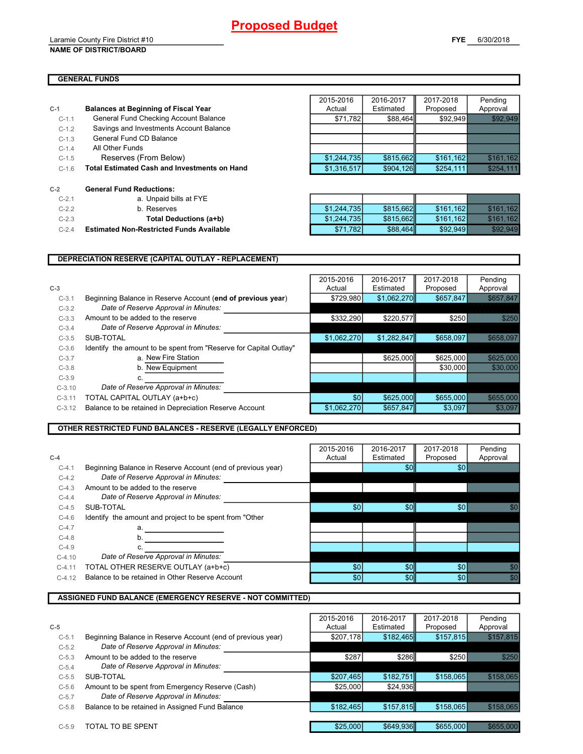# Proposed Budget

Laramie County Fire District #10
**NAME OF DISTRICT/BOARD**

**FYE** 6/30/2018

## GENERAL FUNDS

| | | 2015-2016 Actual | 2016-2017 Estimated | 2017-2018 Proposed | Pending Approval |
|---|---|---|---|---|---|
| C-1 | **Balances at Beginning of Fiscal Year** | | | | |
| C-1.1 | General Fund Checking Account Balance | $71,782 | $88,464 | $92,949 | $92,949 |
| C-1.2 | Savings and Investments Account Balance | | | | |
| C-1.3 | General Fund CD Balance | | | | |
| C-1.4 | All Other Funds | | | | |
| C-1.5 | Reserves (From Below) | $1,244,735 | $815,662 | $161,162 | $161,162 |
| C-1.6 | **Total Estimated Cash and Investments on Hand** | $1,316,517 | $904,126 | $254,111 | $254,111 |
| C-2 | **General Fund Reductions:** | | | | |
| C-2.1 | a. Unpaid bills at FYE | | | | |
| C-2.2 | b. Reserves | $1,244,735 | $815,662 | $161,162 | $161,162 |
| C-2.3 | **Total Deductions (a+b)** | $1,244,735 | $815,662 | $161,162 | $161,162 |
| C-2.4 | **Estimated Non-Restricted Funds Available** | $71,782 | $88,464 | $92,949 | $92,949 |

## DEPRECIATION RESERVE (CAPITAL OUTLAY - REPLACEMENT)

| C-3 | | 2015-2016 Actual | 2016-2017 Estimated | 2017-2018 Proposed | Pending Approval |
|---|---|---|---|---|---|
| C-3.1 | Beginning Balance in Reserve Account (**end of previous year**) | $729,980 | $1,062,270 | $657,847 | $657,847 |
| C-3.2 | *Date of Reserve Approval in Minutes:* | | | | |
| C-3.3 | Amount to be added to the reserve | $332,290 | $220,577 | $250 | $250 |
| C-3.4 | *Date of Reserve Approval in Minutes:* | | | | |
| C-3.5 | SUB-TOTAL | $1,062,270 | $1,282,847 | $658,097 | $658,097 |
| C-3.6 | Identify the amount to be spent from "Reserve for Capital Outlay" | | | | |
| C-3.7 | a. New Fire Station | | $625,000 | $625,000 | $625,000 |
| C-3.8 | b. New Equipment | | | $30,000 | $30,000 |
| C-3.9 | c. | | | | |
| C-3.10 | *Date of Reserve Approval in Minutes:* | | | | |
| C-3.11 | TOTAL CAPITAL OUTLAY (a+b+c) | $0 | $625,000 | $655,000 | $655,000 |
| C-3.12 | Balance to be retained in Depreciation Reserve Account | $1,062,270 | $657,847 | $3,097 | $3,097 |

## OTHER RESTRICTED FUND BALANCES - RESERVE (LEGALLY ENFORCED)

| C-4 | | 2015-2016 Actual | 2016-2017 Estimated | 2017-2018 Proposed | Pending Approval |
|---|---|---|---|---|---|
| C-4.1 | Beginning Balance in Reserve Account (end of previous year) | | $0 | $0 | |
| C-4.2 | *Date of Reserve Approval in Minutes:* | | | | |
| C-4.3 | Amount to be added to the reserve | | | | |
| C-4.4 | *Date of Reserve Approval in Minutes:* | | | | |
| C-4.5 | SUB-TOTAL | $0 | $0 | $0 | $0 |
| C-4.6 | Identify the amount and project to be spent from "Other | | | | |
| C-4.7 | a. | | | | |
| C-4.8 | b. | | | | |
| C-4.9 | c. | | | | |
| C-4.10 | *Date of Reserve Approval in Minutes:* | | | | |
| C-4.11 | TOTAL OTHER RESERVE OUTLAY (a+b+c) | $0 | $0 | $0 | $0 |
| C-4.12 | Balance to be retained in Other Reserve Account | $0 | $0 | $0 | $0 |

## ASSIGNED FUND BALANCE (EMERGENCY RESERVE - NOT COMMITTED)

| C-5 | | 2015-2016 Actual | 2016-2017 Estimated | 2017-2018 Proposed | Pending Approval |
|---|---|---|---|---|---|
| C-5.1 | Beginning Balance in Reserve Account (end of previous year) | $207,178 | $182,465 | $157,815 | $157,815 |
| C-5.2 | *Date of Reserve Approval in Minutes:* | | | | |
| C-5.3 | Amount to be added to the reserve | $287 | $286 | $250 | $250 |
| C-5.4 | *Date of Reserve Approval in Minutes:* | | | | |
| C-5.5 | SUB-TOTAL | $207,465 | $182,751 | $158,065 | $158,065 |
| C-5.6 | Amount to be spent from Emergency Reserve (Cash) | $25,000 | $24,936 | | |
| C-5.7 | *Date of Reserve Approval in Minutes:* | | | | |
| C-5.8 | Balance to be retained in Assigned Fund Balance | $182,465 | $157,815 | $158,065 | $158,065 |
| C-5.9 | TOTAL TO BE SPENT | $25,000 | $649,936 | $655,000 | $655,000 |